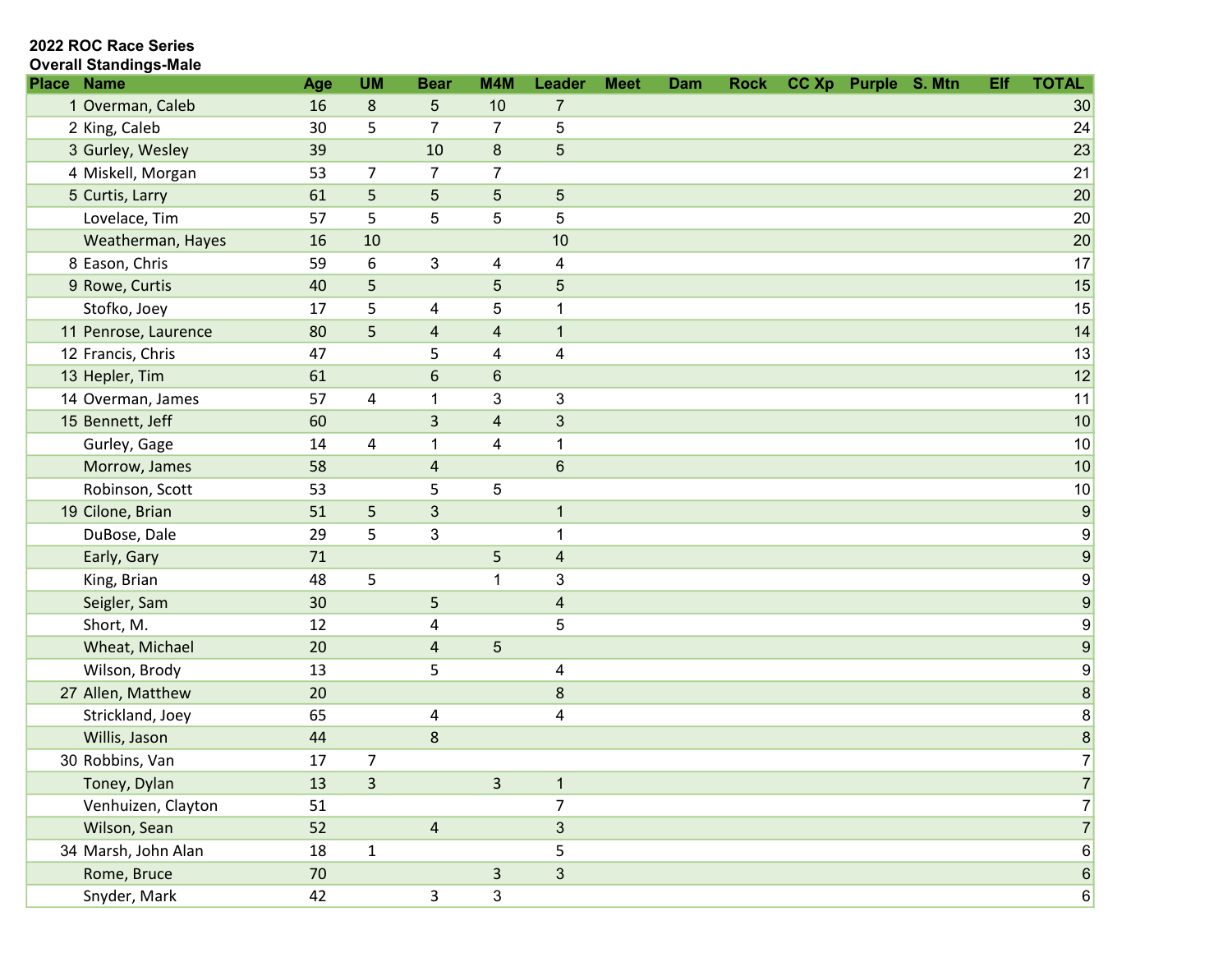**2022 ROC Race Series**
**Overall Standings-Male**

| Place | Name | Age | UM | Bear | M4M | Leader | Meet | Dam | Rock | CC Xp | Purple | S. Mtn | Elf | TOTAL |
|---|---|---|---|---|---|---|---|---|---|---|---|---|---|---|
| 1 | Overman, Caleb | 16 | 8 | 5 | 10 | 7 | | | | | | | | 30 |
| 2 | King, Caleb | 30 | 5 | 7 | 7 | 5 | | | | | | | | 24 |
| 3 | Gurley, Wesley | 39 | | 10 | 8 | 5 | | | | | | | | 23 |
| 4 | Miskell, Morgan | 53 | 7 | 7 | 7 | | | | | | | | | 21 |
| 5 | Curtis, Larry | 61 | 5 | 5 | 5 | 5 | | | | | | | | 20 |
| | Lovelace, Tim | 57 | 5 | 5 | 5 | 5 | | | | | | | | 20 |
| | Weatherman, Hayes | 16 | 10 | | | 10 | | | | | | | | 20 |
| 8 | Eason, Chris | 59 | 6 | 3 | 4 | 4 | | | | | | | | 17 |
| 9 | Rowe, Curtis | 40 | 5 | | 5 | 5 | | | | | | | | 15 |
| | Stofko, Joey | 17 | 5 | 4 | 5 | 1 | | | | | | | | 15 |
| 11 | Penrose, Laurence | 80 | 5 | 4 | 4 | 1 | | | | | | | | 14 |
| 12 | Francis, Chris | 47 | | 5 | 4 | 4 | | | | | | | | 13 |
| 13 | Hepler, Tim | 61 | | 6 | 6 | | | | | | | | | 12 |
| 14 | Overman, James | 57 | 4 | 1 | 3 | 3 | | | | | | | | 11 |
| 15 | Bennett, Jeff | 60 | | 3 | 4 | 3 | | | | | | | | 10 |
| | Gurley, Gage | 14 | 4 | 1 | 4 | 1 | | | | | | | | 10 |
| | Morrow, James | 58 | | 4 | | 6 | | | | | | | | 10 |
| | Robinson, Scott | 53 | | 5 | 5 | | | | | | | | | 10 |
| 19 | Cilone, Brian | 51 | 5 | 3 | | 1 | | | | | | | | 9 |
| | DuBose, Dale | 29 | 5 | 3 | | 1 | | | | | | | | 9 |
| | Early, Gary | 71 | | | 5 | 4 | | | | | | | | 9 |
| | King, Brian | 48 | 5 | | 1 | 3 | | | | | | | | 9 |
| | Seigler, Sam | 30 | | 5 | | 4 | | | | | | | | 9 |
| | Short, M. | 12 | | 4 | | 5 | | | | | | | | 9 |
| | Wheat, Michael | 20 | | 4 | 5 | | | | | | | | | 9 |
| | Wilson, Brody | 13 | | 5 | | 4 | | | | | | | | 9 |
| 27 | Allen, Matthew | 20 | | | | 8 | | | | | | | | 8 |
| | Strickland, Joey | 65 | | 4 | | 4 | | | | | | | | 8 |
| | Willis, Jason | 44 | | 8 | | | | | | | | | | 8 |
| 30 | Robbins, Van | 17 | 7 | | | | | | | | | | | 7 |
| | Toney, Dylan | 13 | 3 | | 3 | 1 | | | | | | | | 7 |
| | Venhuizen, Clayton | 51 | | | | 7 | | | | | | | | 7 |
| | Wilson, Sean | 52 | | 4 | | 3 | | | | | | | | 7 |
| 34 | Marsh, John Alan | 18 | 1 | | | 5 | | | | | | | | 6 |
| | Rome, Bruce | 70 | | | 3 | 3 | | | | | | | | 6 |
| | Snyder, Mark | 42 | | 3 | 3 | | | | | | | | | 6 |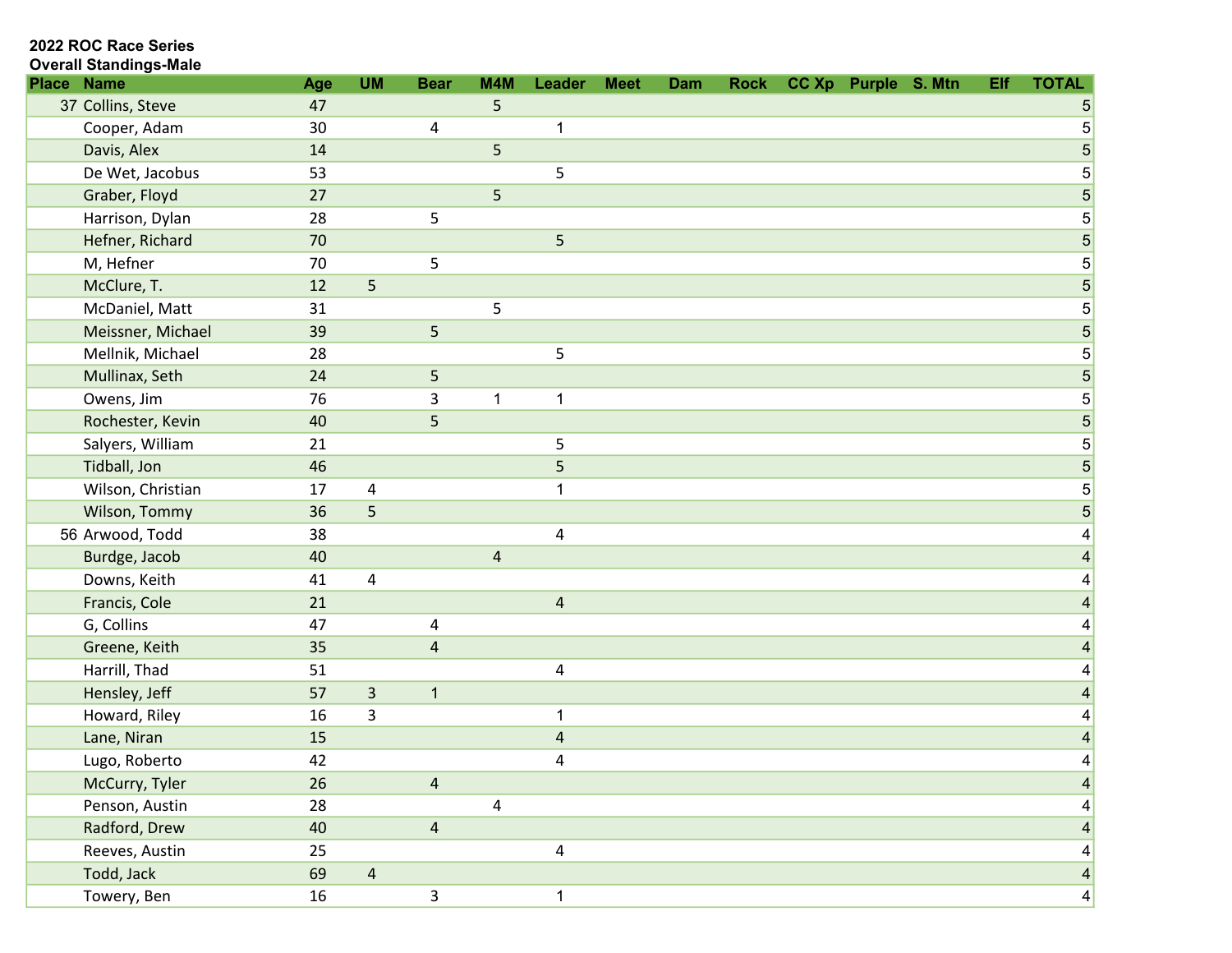**2022 ROC Race Series**
**Overall Standings-Male**

| Place | Name | Age | UM | Bear | M4M | Leader | Meet | Dam | Rock | CC Xp | Purple | S. Mtn | Elf | TOTAL |
|---|---|---|---|---|---|---|---|---|---|---|---|---|---|---|
| 37 | Collins, Steve | 47 | | | 5 | | | | | | | | | 5 |
| | Cooper, Adam | 30 | | 4 | | 1 | | | | | | | | 5 |
| | Davis, Alex | 14 | | | 5 | | | | | | | | | 5 |
| | De Wet, Jacobus | 53 | | | | 5 | | | | | | | | 5 |
| | Graber, Floyd | 27 | | | 5 | | | | | | | | | 5 |
| | Harrison, Dylan | 28 | | 5 | | | | | | | | | | 5 |
| | Hefner, Richard | 70 | | | | 5 | | | | | | | | 5 |
| | M, Hefner | 70 | | 5 | | | | | | | | | | 5 |
| | McClure, T. | 12 | 5 | | | | | | | | | | | 5 |
| | McDaniel, Matt | 31 | | | 5 | | | | | | | | | 5 |
| | Meissner, Michael | 39 | | 5 | | | | | | | | | | 5 |
| | Mellnik, Michael | 28 | | | | 5 | | | | | | | | 5 |
| | Mullinax, Seth | 24 | | 5 | | | | | | | | | | 5 |
| | Owens, Jim | 76 | | 3 | 1 | 1 | | | | | | | | 5 |
| | Rochester, Kevin | 40 | | 5 | | | | | | | | | | 5 |
| | Salyers, William | 21 | | | | 5 | | | | | | | | 5 |
| | Tidball, Jon | 46 | | | | 5 | | | | | | | | 5 |
| | Wilson, Christian | 17 | 4 | | | 1 | | | | | | | | 5 |
| | Wilson, Tommy | 36 | 5 | | | | | | | | | | | 5 |
| 56 | Arwood, Todd | 38 | | | | 4 | | | | | | | | 4 |
| | Burdge, Jacob | 40 | | | 4 | | | | | | | | | 4 |
| | Downs, Keith | 41 | 4 | | | | | | | | | | | 4 |
| | Francis, Cole | 21 | | | | 4 | | | | | | | | 4 |
| | G, Collins | 47 | | 4 | | | | | | | | | | 4 |
| | Greene, Keith | 35 | | 4 | | | | | | | | | | 4 |
| | Harrill, Thad | 51 | | | | 4 | | | | | | | | 4 |
| | Hensley, Jeff | 57 | 3 | 1 | | | | | | | | | | 4 |
| | Howard, Riley | 16 | 3 | | | 1 | | | | | | | | 4 |
| | Lane, Niran | 15 | | | | 4 | | | | | | | | 4 |
| | Lugo, Roberto | 42 | | | | 4 | | | | | | | | 4 |
| | McCurry, Tyler | 26 | | 4 | | | | | | | | | | 4 |
| | Penson, Austin | 28 | | | 4 | | | | | | | | | 4 |
| | Radford, Drew | 40 | | 4 | | | | | | | | | | 4 |
| | Reeves, Austin | 25 | | | | 4 | | | | | | | | 4 |
| | Todd, Jack | 69 | 4 | | | | | | | | | | | 4 |
| | Towery, Ben | 16 | | 3 | | 1 | | | | | | | | 4 |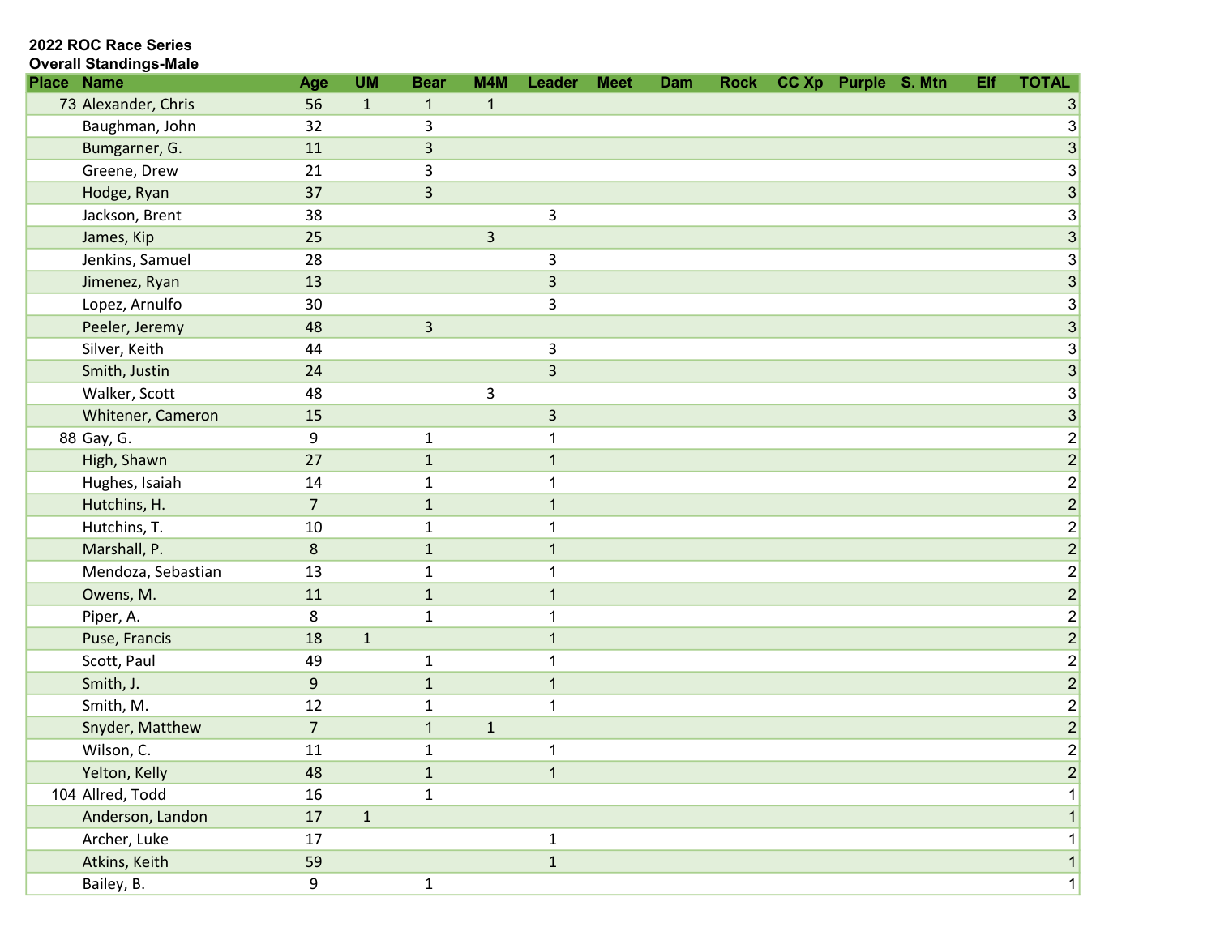**2022 ROC Race Series**
**Overall Standings-Male**

| Place | Name | Age | UM | Bear | M4M | Leader | Meet | Dam | Rock | CC Xp | Purple | S. Mtn | Elf | TOTAL |
|---|---|---|---|---|---|---|---|---|---|---|---|---|---|---|
| 73 | Alexander, Chris | 56 | 1 | 1 | 1 | | | | | | | | | 3 |
| | Baughman, John | 32 | | 3 | | | | | | | | | | 3 |
| | Bumgarner, G. | 11 | | 3 | | | | | | | | | | 3 |
| | Greene, Drew | 21 | | 3 | | | | | | | | | | 3 |
| | Hodge, Ryan | 37 | | 3 | | | | | | | | | | 3 |
| | Jackson, Brent | 38 | | | | 3 | | | | | | | | 3 |
| | James, Kip | 25 | | | 3 | | | | | | | | | 3 |
| | Jenkins, Samuel | 28 | | | | 3 | | | | | | | | 3 |
| | Jimenez, Ryan | 13 | | | | 3 | | | | | | | | 3 |
| | Lopez, Arnulfo | 30 | | | | 3 | | | | | | | | 3 |
| | Peeler, Jeremy | 48 | | 3 | | | | | | | | | | 3 |
| | Silver, Keith | 44 | | | | 3 | | | | | | | | 3 |
| | Smith, Justin | 24 | | | | 3 | | | | | | | | 3 |
| | Walker, Scott | 48 | | | 3 | | | | | | | | | 3 |
| | Whitener, Cameron | 15 | | | | 3 | | | | | | | | 3 |
| 88 | Gay, G. | 9 | | 1 | | 1 | | | | | | | | 2 |
| | High, Shawn | 27 | | 1 | | 1 | | | | | | | | 2 |
| | Hughes, Isaiah | 14 | | 1 | | 1 | | | | | | | | 2 |
| | Hutchins, H. | 7 | | 1 | | 1 | | | | | | | | 2 |
| | Hutchins, T. | 10 | | 1 | | 1 | | | | | | | | 2 |
| | Marshall, P. | 8 | | 1 | | 1 | | | | | | | | 2 |
| | Mendoza, Sebastian | 13 | | 1 | | 1 | | | | | | | | 2 |
| | Owens, M. | 11 | | 1 | | 1 | | | | | | | | 2 |
| | Piper, A. | 8 | | 1 | | 1 | | | | | | | | 2 |
| | Puse, Francis | 18 | 1 | | | 1 | | | | | | | | 2 |
| | Scott, Paul | 49 | | 1 | | 1 | | | | | | | | 2 |
| | Smith, J. | 9 | | 1 | | 1 | | | | | | | | 2 |
| | Smith, M. | 12 | | 1 | | 1 | | | | | | | | 2 |
| | Snyder, Matthew | 7 | | 1 | 1 | | | | | | | | | 2 |
| | Wilson, C. | 11 | | 1 | | 1 | | | | | | | | 2 |
| | Yelton, Kelly | 48 | | 1 | | 1 | | | | | | | | 2 |
| 104 | Allred, Todd | 16 | | 1 | | | | | | | | | | 1 |
| | Anderson, Landon | 17 | 1 | | | | | | | | | | | 1 |
| | Archer, Luke | 17 | | | | 1 | | | | | | | | 1 |
| | Atkins, Keith | 59 | | | | 1 | | | | | | | | 1 |
| | Bailey, B. | 9 | | 1 | | | | | | | | | | 1 |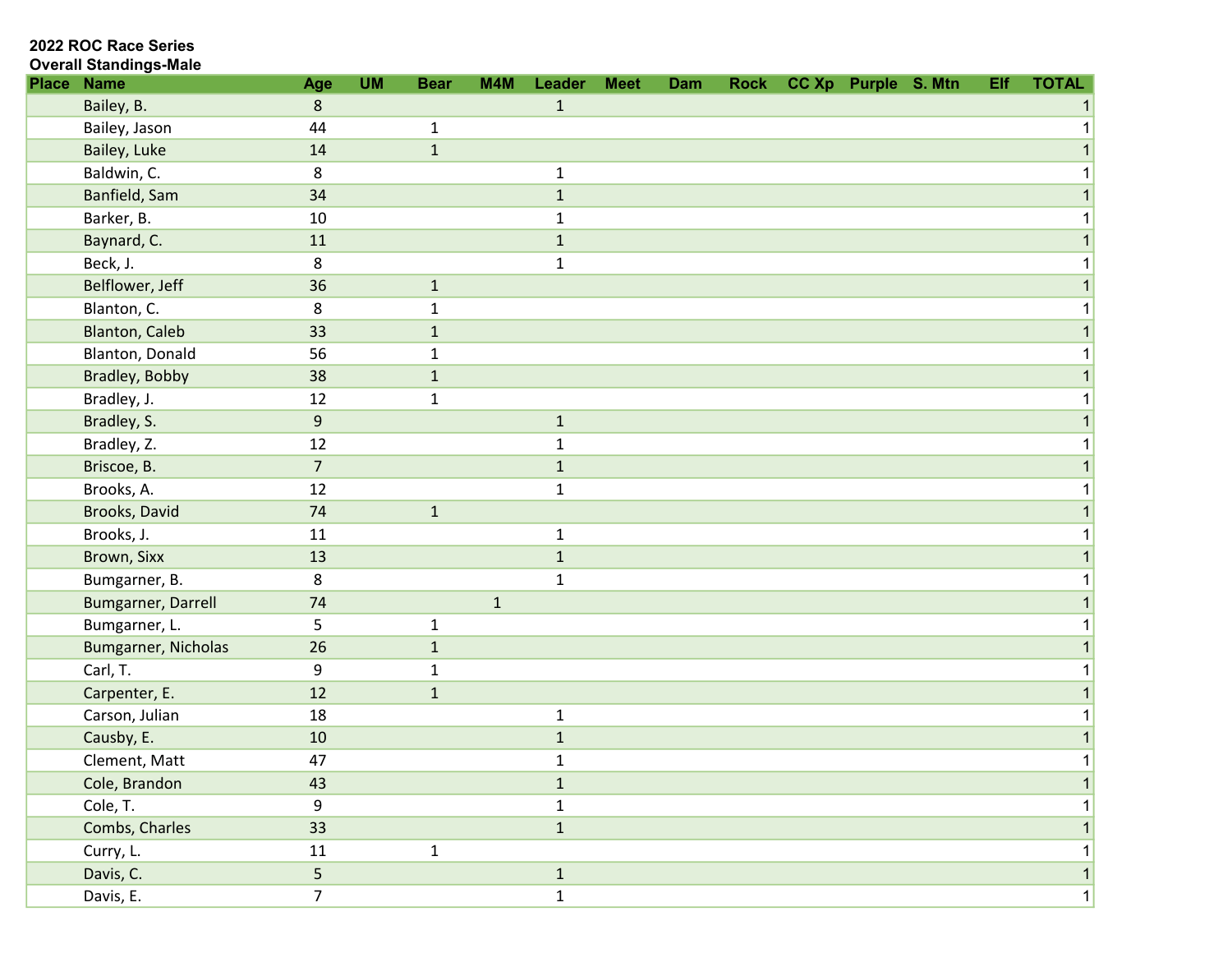**2022 ROC Race Series**
**Overall Standings-Male**

| Place | Name | Age | UM | Bear | M4M | Leader | Meet | Dam | Rock | CC Xp | Purple | S. Mtn | Elf | TOTAL |
|---|---|---|---|---|---|---|---|---|---|---|---|---|---|---|
| | Bailey, B. | 8 | | | | 1 | | | | | | | | 1 |
| | Bailey, Jason | 44 | | 1 | | | | | | | | | | 1 |
| | Bailey, Luke | 14 | | 1 | | | | | | | | | | 1 |
| | Baldwin, C. | 8 | | | | 1 | | | | | | | | 1 |
| | Banfield, Sam | 34 | | | | 1 | | | | | | | | 1 |
| | Barker, B. | 10 | | | | 1 | | | | | | | | 1 |
| | Baynard, C. | 11 | | | | 1 | | | | | | | | 1 |
| | Beck, J. | 8 | | | | 1 | | | | | | | | 1 |
| | Belflower, Jeff | 36 | | 1 | | | | | | | | | | 1 |
| | Blanton, C. | 8 | | 1 | | | | | | | | | | 1 |
| | Blanton, Caleb | 33 | | 1 | | | | | | | | | | 1 |
| | Blanton, Donald | 56 | | 1 | | | | | | | | | | 1 |
| | Bradley, Bobby | 38 | | 1 | | | | | | | | | | 1 |
| | Bradley, J. | 12 | | 1 | | | | | | | | | | 1 |
| | Bradley, S. | 9 | | | | 1 | | | | | | | | 1 |
| | Bradley, Z. | 12 | | | | 1 | | | | | | | | 1 |
| | Briscoe, B. | 7 | | | | 1 | | | | | | | | 1 |
| | Brooks, A. | 12 | | | | 1 | | | | | | | | 1 |
| | Brooks, David | 74 | | 1 | | | | | | | | | | 1 |
| | Brooks, J. | 11 | | | | 1 | | | | | | | | 1 |
| | Brown, Sixx | 13 | | | | 1 | | | | | | | | 1 |
| | Bumgarner, B. | 8 | | | | 1 | | | | | | | | 1 |
| | Bumgarner, Darrell | 74 | | | 1 | | | | | | | | | 1 |
| | Bumgarner, L. | 5 | | 1 | | | | | | | | | | 1 |
| | Bumgarner, Nicholas | 26 | | 1 | | | | | | | | | | 1 |
| | Carl, T. | 9 | | 1 | | | | | | | | | | 1 |
| | Carpenter, E. | 12 | | 1 | | | | | | | | | | 1 |
| | Carson, Julian | 18 | | | | 1 | | | | | | | | 1 |
| | Causby, E. | 10 | | | | 1 | | | | | | | | 1 |
| | Clement, Matt | 47 | | | | 1 | | | | | | | | 1 |
| | Cole, Brandon | 43 | | | | 1 | | | | | | | | 1 |
| | Cole, T. | 9 | | | | 1 | | | | | | | | 1 |
| | Combs, Charles | 33 | | | | 1 | | | | | | | | 1 |
| | Curry, L. | 11 | | 1 | | | | | | | | | | 1 |
| | Davis, C. | 5 | | | | 1 | | | | | | | | 1 |
| | Davis, E. | 7 | | | | 1 | | | | | | | | 1 |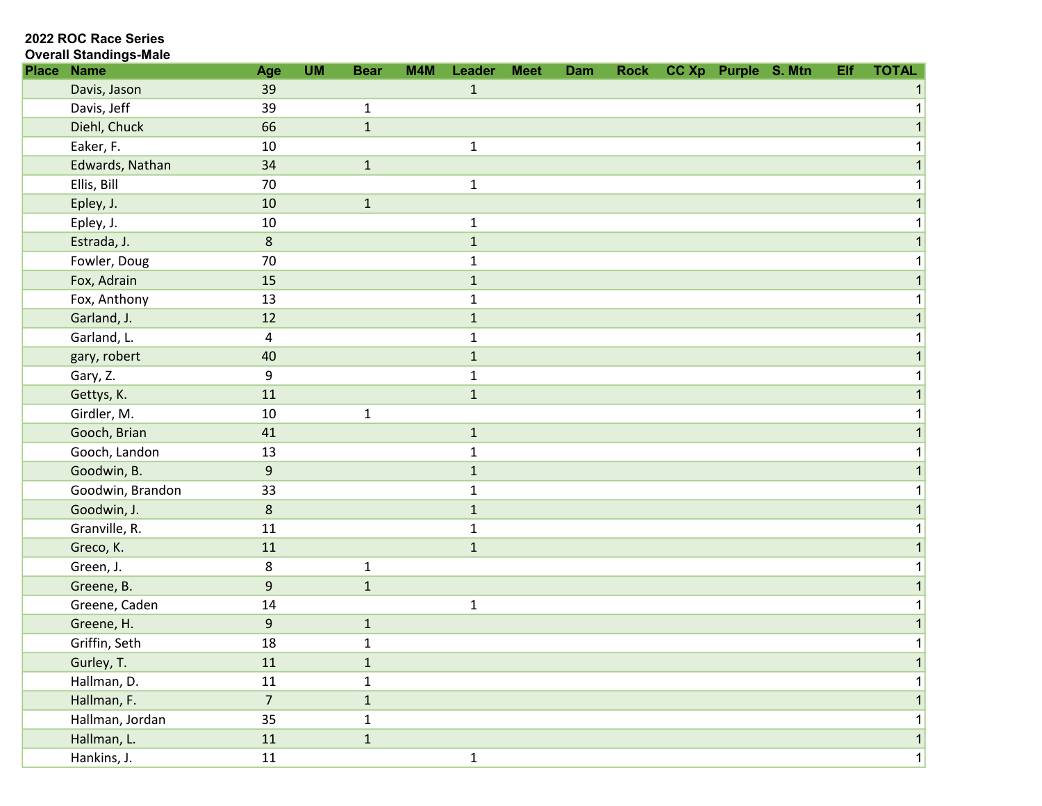**2022 ROC Race Series**
**Overall Standings-Male**

| Place | Name | Age | UM | Bear | M4M | Leader | Meet | Dam | Rock | CC Xp | Purple | S. Mtn | Elf | TOTAL |
|---|---|---|---|---|---|---|---|---|---|---|---|---|---|---|
| | Davis, Jason | 39 | | | | 1 | | | | | | | | 1 |
| | Davis, Jeff | 39 | | 1 | | | | | | | | | | 1 |
| | Diehl, Chuck | 66 | | 1 | | | | | | | | | | 1 |
| | Eaker, F. | 10 | | | | 1 | | | | | | | | 1 |
| | Edwards, Nathan | 34 | | 1 | | | | | | | | | | 1 |
| | Ellis, Bill | 70 | | | | 1 | | | | | | | | 1 |
| | Epley, J. | 10 | | 1 | | | | | | | | | | 1 |
| | Epley, J. | 10 | | | | 1 | | | | | | | | 1 |
| | Estrada, J. | 8 | | | | 1 | | | | | | | | 1 |
| | Fowler, Doug | 70 | | | | 1 | | | | | | | | 1 |
| | Fox, Adrain | 15 | | | | 1 | | | | | | | | 1 |
| | Fox, Anthony | 13 | | | | 1 | | | | | | | | 1 |
| | Garland, J. | 12 | | | | 1 | | | | | | | | 1 |
| | Garland, L. | 4 | | | | 1 | | | | | | | | 1 |
| | gary, robert | 40 | | | | 1 | | | | | | | | 1 |
| | Gary, Z. | 9 | | | | 1 | | | | | | | | 1 |
| | Gettys, K. | 11 | | | | 1 | | | | | | | | 1 |
| | Girdler, M. | 10 | | 1 | | | | | | | | | | 1 |
| | Gooch, Brian | 41 | | | | 1 | | | | | | | | 1 |
| | Gooch, Landon | 13 | | | | 1 | | | | | | | | 1 |
| | Goodwin, B. | 9 | | | | 1 | | | | | | | | 1 |
| | Goodwin, Brandon | 33 | | | | 1 | | | | | | | | 1 |
| | Goodwin, J. | 8 | | | | 1 | | | | | | | | 1 |
| | Granville, R. | 11 | | | | 1 | | | | | | | | 1 |
| | Greco, K. | 11 | | | | 1 | | | | | | | | 1 |
| | Green, J. | 8 | | 1 | | | | | | | | | | 1 |
| | Greene, B. | 9 | | 1 | | | | | | | | | | 1 |
| | Greene, Caden | 14 | | | | 1 | | | | | | | | 1 |
| | Greene, H. | 9 | | 1 | | | | | | | | | | 1 |
| | Griffin, Seth | 18 | | 1 | | | | | | | | | | 1 |
| | Gurley, T. | 11 | | 1 | | | | | | | | | | 1 |
| | Hallman, D. | 11 | | 1 | | | | | | | | | | 1 |
| | Hallman, F. | 7 | | 1 | | | | | | | | | | 1 |
| | Hallman, Jordan | 35 | | 1 | | | | | | | | | | 1 |
| | Hallman, L. | 11 | | 1 | | | | | | | | | | 1 |
| | Hankins, J. | 11 | | | | 1 | | | | | | | | 1 |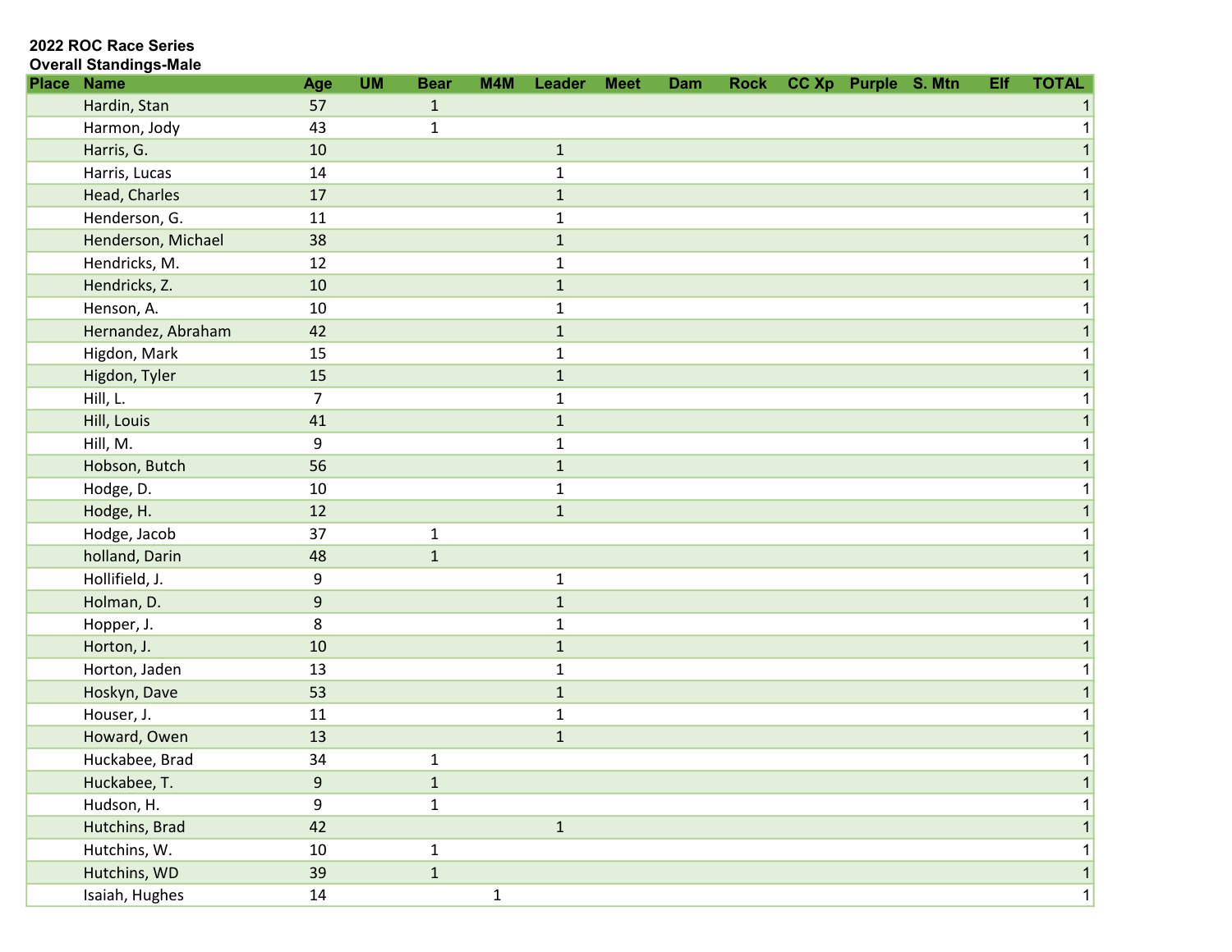**2022 ROC Race Series**
**Overall Standings-Male**

| Place | Name | Age | UM | Bear | M4M | Leader | Meet | Dam | Rock | CC Xp | Purple | S. Mtn | Elf | TOTAL |
|---|---|---|---|---|---|---|---|---|---|---|---|---|---|---|
| | Hardin, Stan | 57 | | 1 | | | | | | | | | | 1 |
| | Harmon, Jody | 43 | | 1 | | | | | | | | | | 1 |
| | Harris, G. | 10 | | | | 1 | | | | | | | | 1 |
| | Harris, Lucas | 14 | | | | 1 | | | | | | | | 1 |
| | Head, Charles | 17 | | | | 1 | | | | | | | | 1 |
| | Henderson, G. | 11 | | | | 1 | | | | | | | | 1 |
| | Henderson, Michael | 38 | | | | 1 | | | | | | | | 1 |
| | Hendricks, M. | 12 | | | | 1 | | | | | | | | 1 |
| | Hendricks, Z. | 10 | | | | 1 | | | | | | | | 1 |
| | Henson, A. | 10 | | | | 1 | | | | | | | | 1 |
| | Hernandez, Abraham | 42 | | | | 1 | | | | | | | | 1 |
| | Higdon, Mark | 15 | | | | 1 | | | | | | | | 1 |
| | Higdon, Tyler | 15 | | | | 1 | | | | | | | | 1 |
| | Hill, L. | 7 | | | | 1 | | | | | | | | 1 |
| | Hill, Louis | 41 | | | | 1 | | | | | | | | 1 |
| | Hill, M. | 9 | | | | 1 | | | | | | | | 1 |
| | Hobson, Butch | 56 | | | | 1 | | | | | | | | 1 |
| | Hodge, D. | 10 | | | | 1 | | | | | | | | 1 |
| | Hodge, H. | 12 | | | | 1 | | | | | | | | 1 |
| | Hodge, Jacob | 37 | | 1 | | | | | | | | | | 1 |
| | holland, Darin | 48 | | 1 | | | | | | | | | | 1 |
| | Hollifield, J. | 9 | | | | 1 | | | | | | | | 1 |
| | Holman, D. | 9 | | | | 1 | | | | | | | | 1 |
| | Hopper, J. | 8 | | | | 1 | | | | | | | | 1 |
| | Horton, J. | 10 | | | | 1 | | | | | | | | 1 |
| | Horton, Jaden | 13 | | | | 1 | | | | | | | | 1 |
| | Hoskyn, Dave | 53 | | | | 1 | | | | | | | | 1 |
| | Houser, J. | 11 | | | | 1 | | | | | | | | 1 |
| | Howard, Owen | 13 | | | | 1 | | | | | | | | 1 |
| | Huckabee, Brad | 34 | | 1 | | | | | | | | | | 1 |
| | Huckabee, T. | 9 | | 1 | | | | | | | | | | 1 |
| | Hudson, H. | 9 | | 1 | | | | | | | | | | 1 |
| | Hutchins, Brad | 42 | | | | 1 | | | | | | | | 1 |
| | Hutchins, W. | 10 | | 1 | | | | | | | | | | 1 |
| | Hutchins, WD | 39 | | 1 | | | | | | | | | | 1 |
| | Isaiah, Hughes | 14 | | | 1 | | | | | | | | | 1 |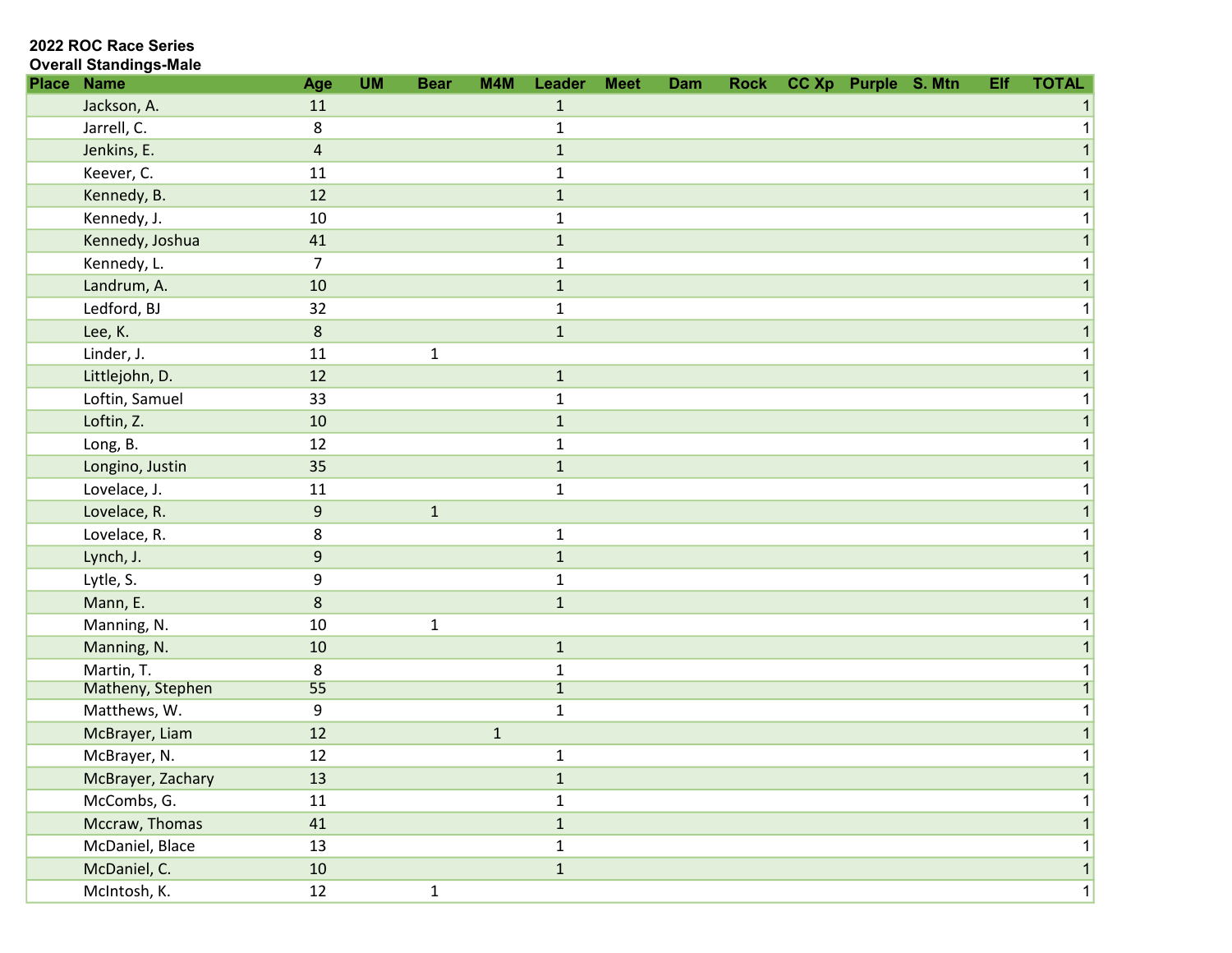**2022 ROC Race Series**
**Overall Standings-Male**

| Place | Name | Age | UM | Bear | M4M | Leader | Meet | Dam | Rock | CC Xp | Purple | S. Mtn | Elf | TOTAL |
|---|---|---|---|---|---|---|---|---|---|---|---|---|---|---|
| | Jackson, A. | 11 | | | | 1 | | | | | | | | 1 |
| | Jarrell, C. | 8 | | | | 1 | | | | | | | | 1 |
| | Jenkins, E. | 4 | | | | 1 | | | | | | | | 1 |
| | Keever, C. | 11 | | | | 1 | | | | | | | | 1 |
| | Kennedy, B. | 12 | | | | 1 | | | | | | | | 1 |
| | Kennedy, J. | 10 | | | | 1 | | | | | | | | 1 |
| | Kennedy, Joshua | 41 | | | | 1 | | | | | | | | 1 |
| | Kennedy, L. | 7 | | | | 1 | | | | | | | | 1 |
| | Landrum, A. | 10 | | | | 1 | | | | | | | | 1 |
| | Ledford, BJ | 32 | | | | 1 | | | | | | | | 1 |
| | Lee, K. | 8 | | | | 1 | | | | | | | | 1 |
| | Linder, J. | 11 | | 1 | | | | | | | | | | 1 |
| | Littlejohn, D. | 12 | | | | 1 | | | | | | | | 1 |
| | Loftin, Samuel | 33 | | | | 1 | | | | | | | | 1 |
| | Loftin, Z. | 10 | | | | 1 | | | | | | | | 1 |
| | Long, B. | 12 | | | | 1 | | | | | | | | 1 |
| | Longino, Justin | 35 | | | | 1 | | | | | | | | 1 |
| | Lovelace, J. | 11 | | | | 1 | | | | | | | | 1 |
| | Lovelace, R. | 9 | | 1 | | | | | | | | | | 1 |
| | Lovelace, R. | 8 | | | | 1 | | | | | | | | 1 |
| | Lynch, J. | 9 | | | | 1 | | | | | | | | 1 |
| | Lytle, S. | 9 | | | | 1 | | | | | | | | 1 |
| | Mann, E. | 8 | | | | 1 | | | | | | | | 1 |
| | Manning, N. | 10 | | 1 | | | | | | | | | | 1 |
| | Manning, N. | 10 | | | | 1 | | | | | | | | 1 |
| | Martin, T. | 8 | | | | 1 | | | | | | | | 1 |
| | Matheny, Stephen | 55 | | | | 1 | | | | | | | | 1 |
| | Matthews, W. | 9 | | | | 1 | | | | | | | | 1 |
| | McBrayer, Liam | 12 | | | 1 | | | | | | | | | 1 |
| | McBrayer, N. | 12 | | | | 1 | | | | | | | | 1 |
| | McBrayer, Zachary | 13 | | | | 1 | | | | | | | | 1 |
| | McCombs, G. | 11 | | | | 1 | | | | | | | | 1 |
| | Mccraw, Thomas | 41 | | | | 1 | | | | | | | | 1 |
| | McDaniel, Blace | 13 | | | | 1 | | | | | | | | 1 |
| | McDaniel, C. | 10 | | | | 1 | | | | | | | | 1 |
| | McIntosh, K. | 12 | | 1 | | | | | | | | | | 1 |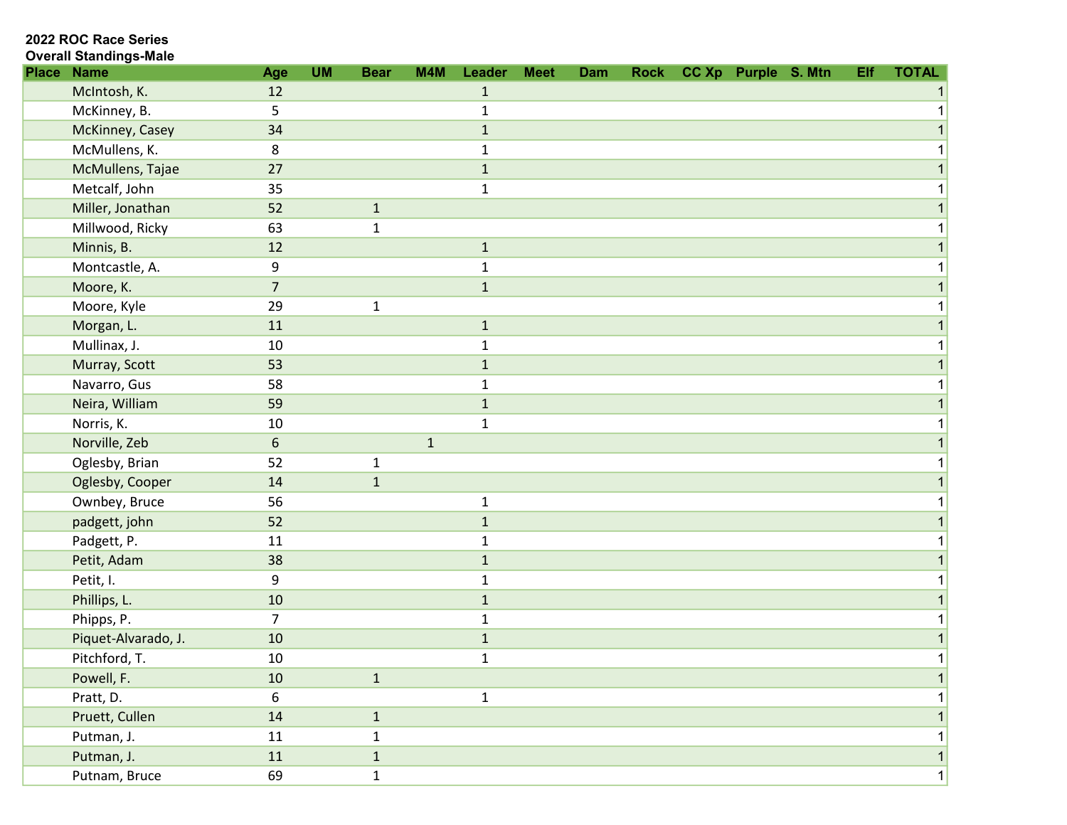**2022 ROC Race Series**
**Overall Standings-Male**

| Place | Name | Age | UM | Bear | M4M | Leader | Meet | Dam | Rock | CC Xp | Purple | S. Mtn | Elf | TOTAL |
|---|---|---|---|---|---|---|---|---|---|---|---|---|---|---|
| | McIntosh, K. | 12 | | | | 1 | | | | | | | | 1 |
| | McKinney, B. | 5 | | | | 1 | | | | | | | | 1 |
| | McKinney, Casey | 34 | | | | 1 | | | | | | | | 1 |
| | McMullens, K. | 8 | | | | 1 | | | | | | | | 1 |
| | McMullens, Tajae | 27 | | | | 1 | | | | | | | | 1 |
| | Metcalf, John | 35 | | | | 1 | | | | | | | | 1 |
| | Miller, Jonathan | 52 | | 1 | | | | | | | | | | 1 |
| | Millwood, Ricky | 63 | | 1 | | | | | | | | | | 1 |
| | Minnis, B. | 12 | | | | 1 | | | | | | | | 1 |
| | Montcastle, A. | 9 | | | | 1 | | | | | | | | 1 |
| | Moore, K. | 7 | | | | 1 | | | | | | | | 1 |
| | Moore, Kyle | 29 | | 1 | | | | | | | | | | 1 |
| | Morgan, L. | 11 | | | | 1 | | | | | | | | 1 |
| | Mullinax, J. | 10 | | | | 1 | | | | | | | | 1 |
| | Murray, Scott | 53 | | | | 1 | | | | | | | | 1 |
| | Navarro, Gus | 58 | | | | 1 | | | | | | | | 1 |
| | Neira, William | 59 | | | | 1 | | | | | | | | 1 |
| | Norris, K. | 10 | | | | 1 | | | | | | | | 1 |
| | Norville, Zeb | 6 | | | 1 | | | | | | | | | 1 |
| | Oglesby, Brian | 52 | | 1 | | | | | | | | | | 1 |
| | Oglesby, Cooper | 14 | | 1 | | | | | | | | | | 1 |
| | Ownbey, Bruce | 56 | | | | 1 | | | | | | | | 1 |
| | padgett, john | 52 | | | | 1 | | | | | | | | 1 |
| | Padgett, P. | 11 | | | | 1 | | | | | | | | 1 |
| | Petit, Adam | 38 | | | | 1 | | | | | | | | 1 |
| | Petit, I. | 9 | | | | 1 | | | | | | | | 1 |
| | Phillips, L. | 10 | | | | 1 | | | | | | | | 1 |
| | Phipps, P. | 7 | | | | 1 | | | | | | | | 1 |
| | Piquet-Alvarado, J. | 10 | | | | 1 | | | | | | | | 1 |
| | Pitchford, T. | 10 | | | | 1 | | | | | | | | 1 |
| | Powell, F. | 10 | | 1 | | | | | | | | | | 1 |
| | Pratt, D. | 6 | | | | 1 | | | | | | | | 1 |
| | Pruett, Cullen | 14 | | 1 | | | | | | | | | | 1 |
| | Putman, J. | 11 | | 1 | | | | | | | | | | 1 |
| | Putman, J. | 11 | | 1 | | | | | | | | | | 1 |
| | Putnam, Bruce | 69 | | 1 | | | | | | | | | | 1 |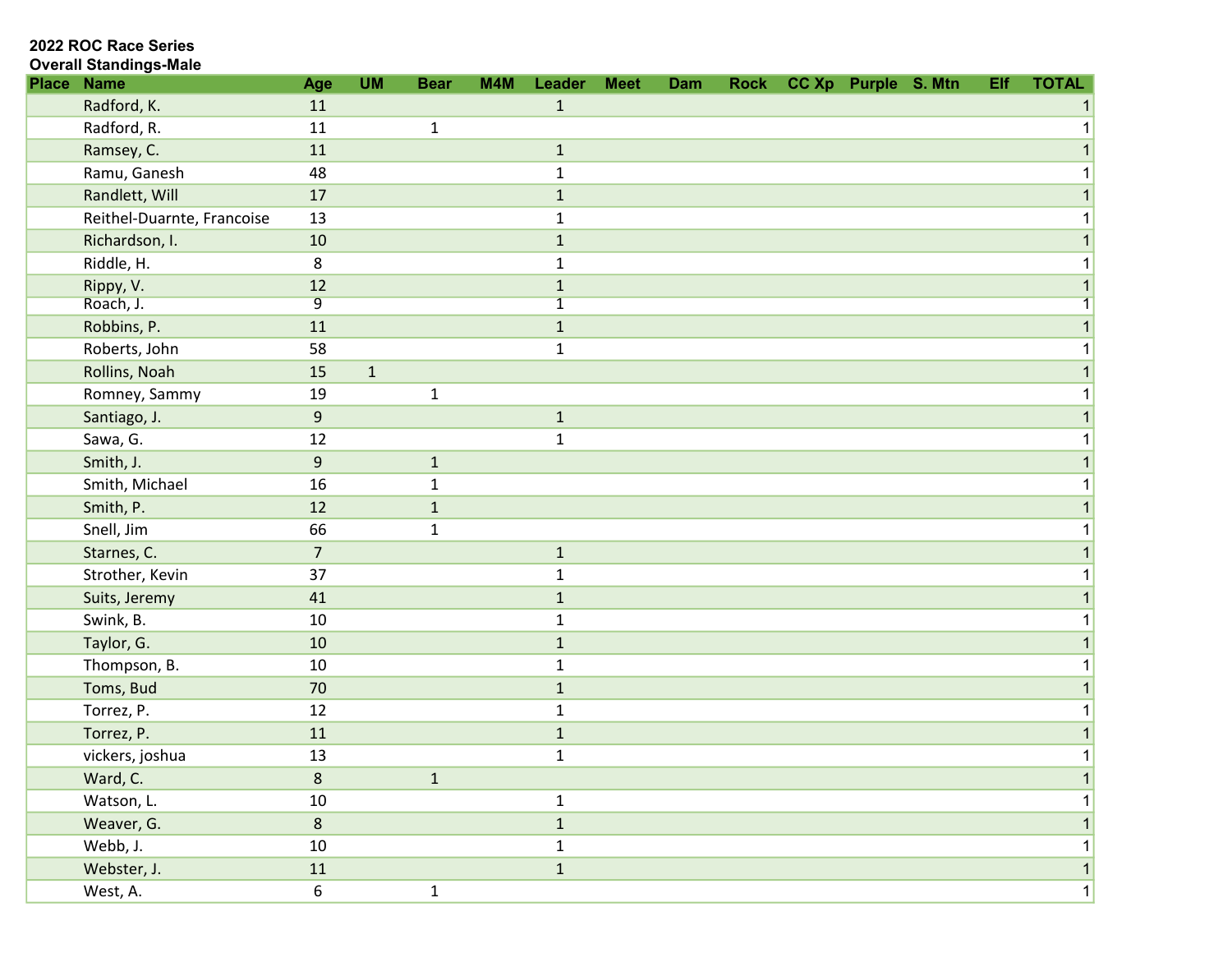**2022 ROC Race Series**
**Overall Standings-Male**

| Place | Name | Age | UM | Bear | M4M | Leader | Meet | Dam | Rock | CC Xp | Purple | S. Mtn | Elf | TOTAL |
|---|---|---|---|---|---|---|---|---|---|---|---|---|---|---|
| | Radford, K. | 11 | | | | 1 | | | | | | | | 1 |
| | Radford, R. | 11 | | 1 | | | | | | | | | | 1 |
| | Ramsey, C. | 11 | | | | 1 | | | | | | | | 1 |
| | Ramu, Ganesh | 48 | | | | 1 | | | | | | | | 1 |
| | Randlett, Will | 17 | | | | 1 | | | | | | | | 1 |
| | Reithel-Duarnte, Francoise | 13 | | | | 1 | | | | | | | | 1 |
| | Richardson, I. | 10 | | | | 1 | | | | | | | | 1 |
| | Riddle, H. | 8 | | | | 1 | | | | | | | | 1 |
| | Rippy, V. | 12 | | | | 1 | | | | | | | | 1 |
| | Roach, J. | 9 | | | | 1 | | | | | | | | 1 |
| | Robbins, P. | 11 | | | | 1 | | | | | | | | 1 |
| | Roberts, John | 58 | | | | 1 | | | | | | | | 1 |
| | Rollins, Noah | 15 | 1 | | | | | | | | | | | 1 |
| | Romney, Sammy | 19 | | 1 | | | | | | | | | | 1 |
| | Santiago, J. | 9 | | | | 1 | | | | | | | | 1 |
| | Sawa, G. | 12 | | | | 1 | | | | | | | | 1 |
| | Smith, J. | 9 | | 1 | | | | | | | | | | 1 |
| | Smith, Michael | 16 | | 1 | | | | | | | | | | 1 |
| | Smith, P. | 12 | | 1 | | | | | | | | | | 1 |
| | Snell, Jim | 66 | | 1 | | | | | | | | | | 1 |
| | Starnes, C. | 7 | | | | 1 | | | | | | | | 1 |
| | Strother, Kevin | 37 | | | | 1 | | | | | | | | 1 |
| | Suits, Jeremy | 41 | | | | 1 | | | | | | | | 1 |
| | Swink, B. | 10 | | | | 1 | | | | | | | | 1 |
| | Taylor, G. | 10 | | | | 1 | | | | | | | | 1 |
| | Thompson, B. | 10 | | | | 1 | | | | | | | | 1 |
| | Toms, Bud | 70 | | | | 1 | | | | | | | | 1 |
| | Torrez, P. | 12 | | | | 1 | | | | | | | | 1 |
| | Torrez, P. | 11 | | | | 1 | | | | | | | | 1 |
| | vickers, joshua | 13 | | | | 1 | | | | | | | | 1 |
| | Ward, C. | 8 | | 1 | | | | | | | | | | 1 |
| | Watson, L. | 10 | | | | 1 | | | | | | | | 1 |
| | Weaver, G. | 8 | | | | 1 | | | | | | | | 1 |
| | Webb, J. | 10 | | | | 1 | | | | | | | | 1 |
| | Webster, J. | 11 | | | | 1 | | | | | | | | 1 |
| | West, A. | 6 | | 1 | | | | | | | | | | 1 |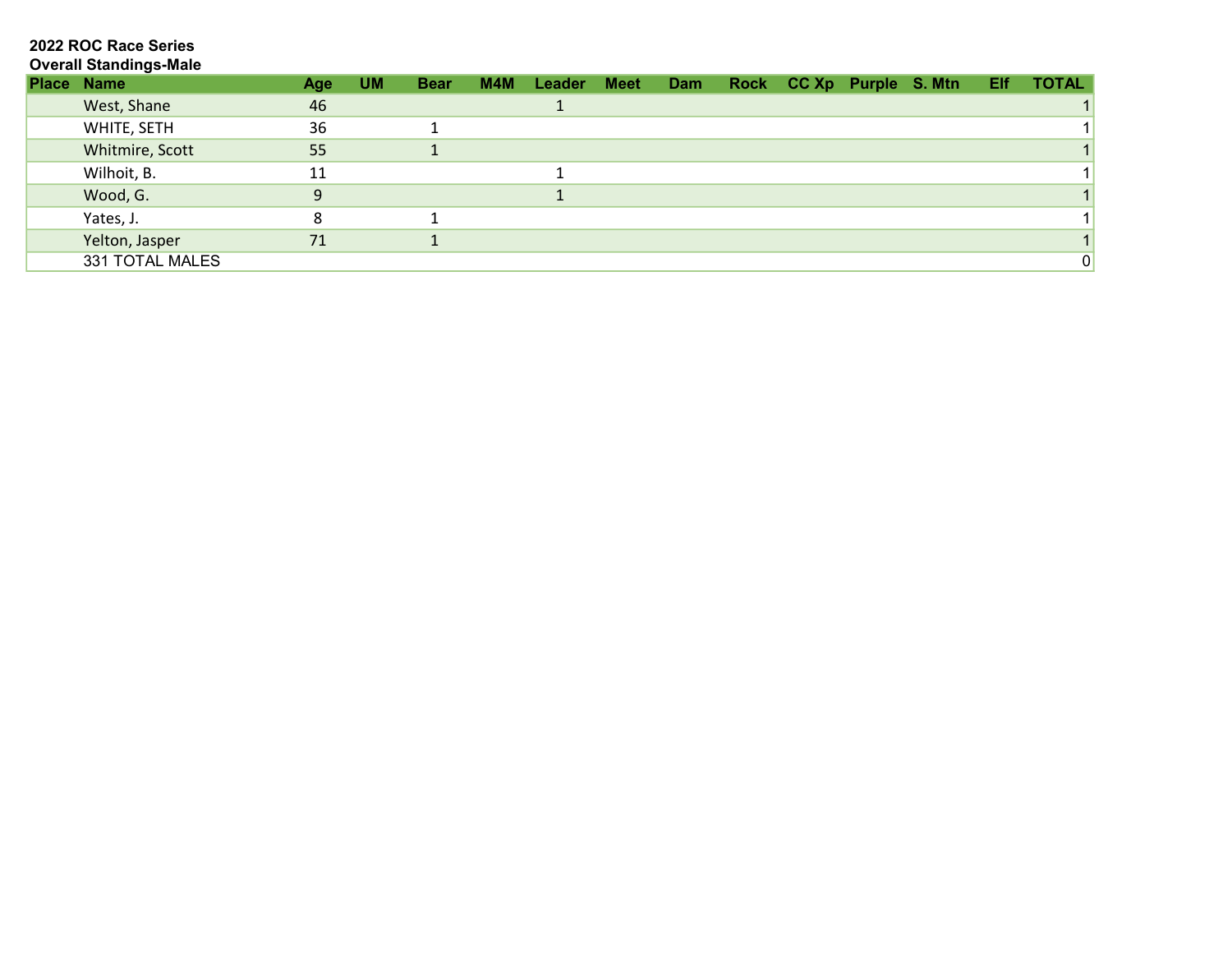**2022 ROC Race Series**
**Overall Standings-Male**

| Place | Name | Age | UM | Bear | M4M | Leader | Meet | Dam | Rock | CC Xp | Purple | S. Mtn | Elf | TOTAL |
|---|---|---|---|---|---|---|---|---|---|---|---|---|---|---|
| | West, Shane | 46 | | | | 1 | | | | | | | | 1 |
| | WHITE, SETH | 36 | | 1 | | | | | | | | | | 1 |
| | Whitmire, Scott | 55 | | 1 | | | | | | | | | | 1 |
| | Wilhoit, B. | 11 | | | | 1 | | | | | | | | 1 |
| | Wood, G. | 9 | | | | 1 | | | | | | | | 1 |
| | Yates, J. | 8 | | 1 | | | | | | | | | | 1 |
| | Yelton, Jasper | 71 | | 1 | | | | | | | | | | 1 |
| | 331 TOTAL MALES | | | | | | | | | | | | | 0 |